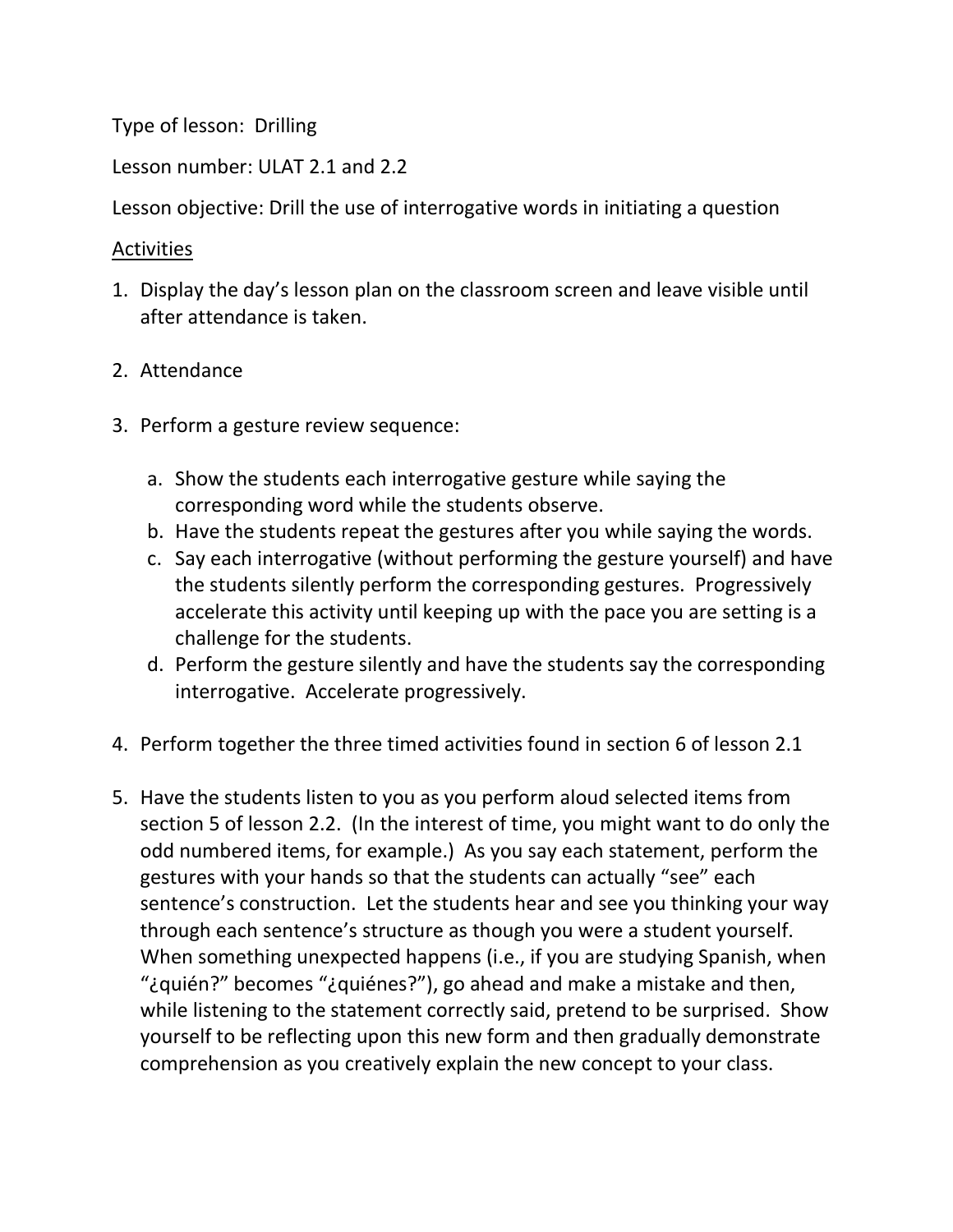Type of lesson: Drilling

Lesson number: ULAT 2.1 and 2.2

Lesson objective: Drill the use of interrogative words in initiating a question

<u>Activities</u>

1. Display the day's lesson plan on the classroom screen and leave visible until after attendance is taken.

2. Attendance

3. Perform a gesture review sequence:

   a. Show the students each interrogative gesture while saying the corresponding word while the students observe.
   b. Have the students repeat the gestures after you while saying the words.
   c. Say each interrogative (without performing the gesture yourself) and have the students silently perform the corresponding gestures. Progressively accelerate this activity until keeping up with the pace you are setting is a challenge for the students.
   d. Perform the gesture silently and have the students say the corresponding interrogative. Accelerate progressively.

4. Perform together the three timed activities found in section 6 of lesson 2.1

5. Have the students listen to you as you perform aloud selected items from section 5 of lesson 2.2. (In the interest of time, you might want to do only the odd numbered items, for example.) As you say each statement, perform the gestures with your hands so that the students can actually "see" each sentence's construction. Let the students hear and see you thinking your way through each sentence's structure as though you were a student yourself. When something unexpected happens (i.e., if you are studying Spanish, when "¿quién?" becomes "¿quiénes?"), go ahead and make a mistake and then, while listening to the statement correctly said, pretend to be surprised. Show yourself to be reflecting upon this new form and then gradually demonstrate comprehension as you creatively explain the new concept to your class.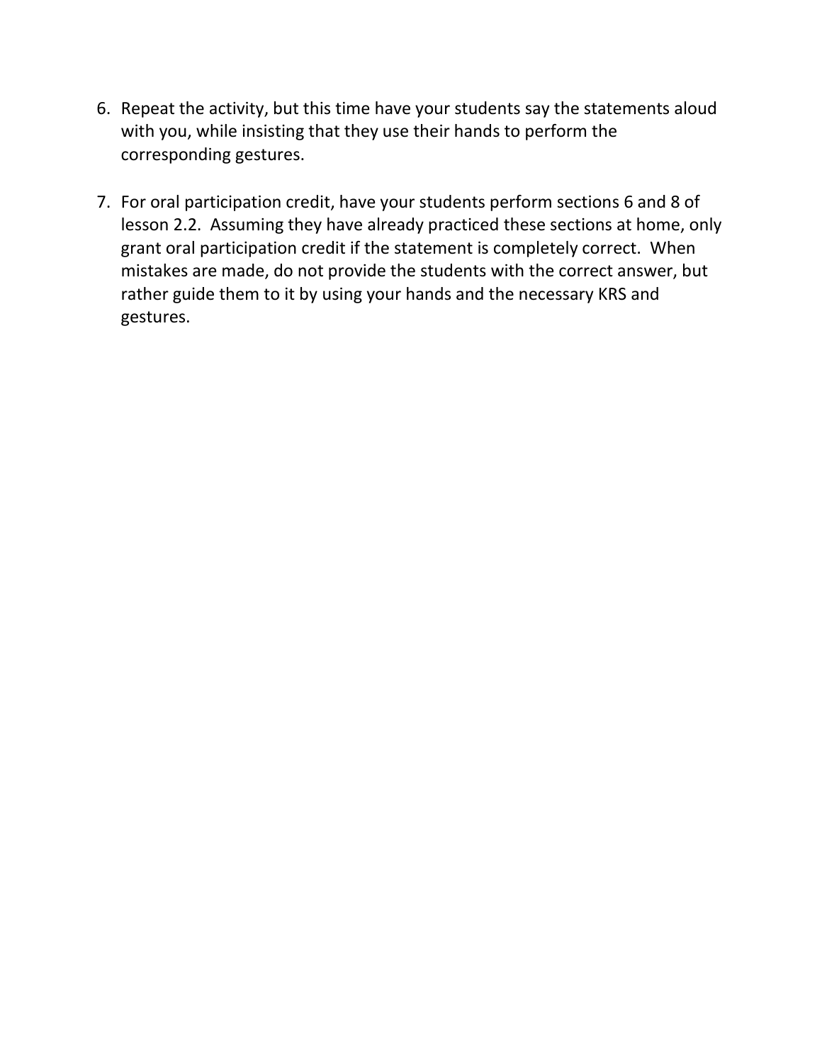6. Repeat the activity, but this time have your students say the statements aloud with you, while insisting that they use their hands to perform the corresponding gestures.

7. For oral participation credit, have your students perform sections 6 and 8 of lesson 2.2. Assuming they have already practiced these sections at home, only grant oral participation credit if the statement is completely correct. When mistakes are made, do not provide the students with the correct answer, but rather guide them to it by using your hands and the necessary KRS and gestures.